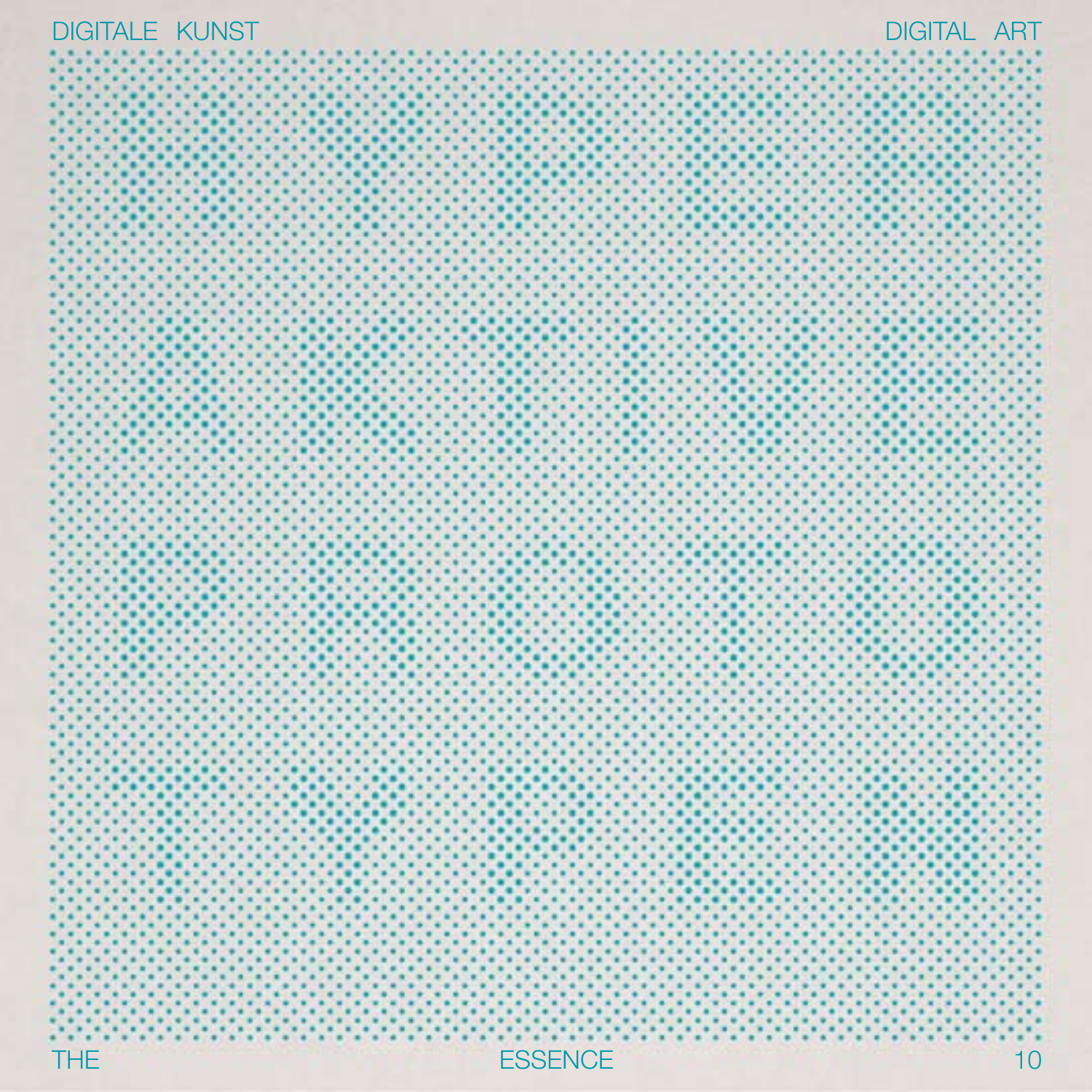DIGITALE KUNST

DIGITAL ART

THE

ESSENCE

10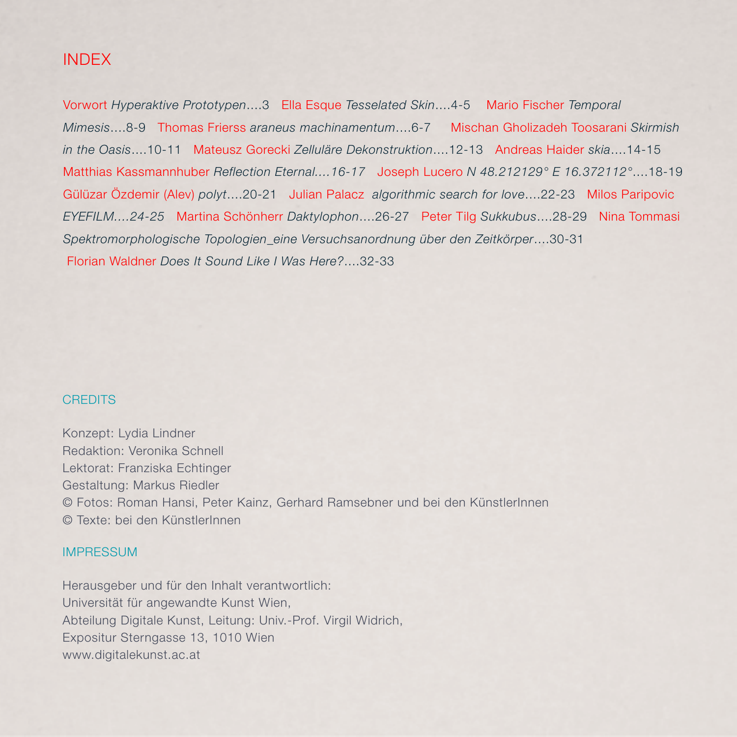# INDEX

Vorwort *Hyperaktive Prototypen*....3 Ella Esque *Tesselated Skin*....4-5 Mario Fischer *Temporal Mimesis*....8-9 Thomas Frierss *araneus machinamentum*....6-7 Mischan Gholizadeh Toosarani *Skirmish in the Oasis*....10-11 Mateusz Gorecki *Zelluläre Dekonstruktion*....12-13 Andreas Haider *skia*....14-15 Matthias Kassmannhuber *Reflection Eternal....16-17* Joseph Lucero *N 48.212129° E 16.372112°*....18-19 Gülüzar Özdemir (Alev) *polyt*....20-21 Julian Palacz *algorithmic search for love*....22-23 Milos Paripovic *EYEFILM....24-25* Martina Schönherr *Daktylophon*....26-27 Peter Tilg *Sukkubus*....28-29 Nina Tommasi *Spektromorphologische Topologien_eine Versuchsanordnung über den Zeitkörper*....30-31 Florian Waldner *Does It Sound Like I Was Here?*....32-33

## CREDITS

Konzept: Lydia Lindner
Redaktion: Veronika Schnell
Lektorat: Franziska Echtinger
Gestaltung: Markus Riedler
© Fotos: Roman Hansi, Peter Kainz, Gerhard Ramsebner und bei den KünstlerInnen
© Texte: bei den KünstlerInnen

## IMPRESSUM

Herausgeber und für den Inhalt verantwortlich:
Universität für angewandte Kunst Wien,
Abteilung Digitale Kunst, Leitung: Univ.-Prof. Virgil Widrich,
Expositur Sterngasse 13, 1010 Wien
www.digitalekunst.ac.at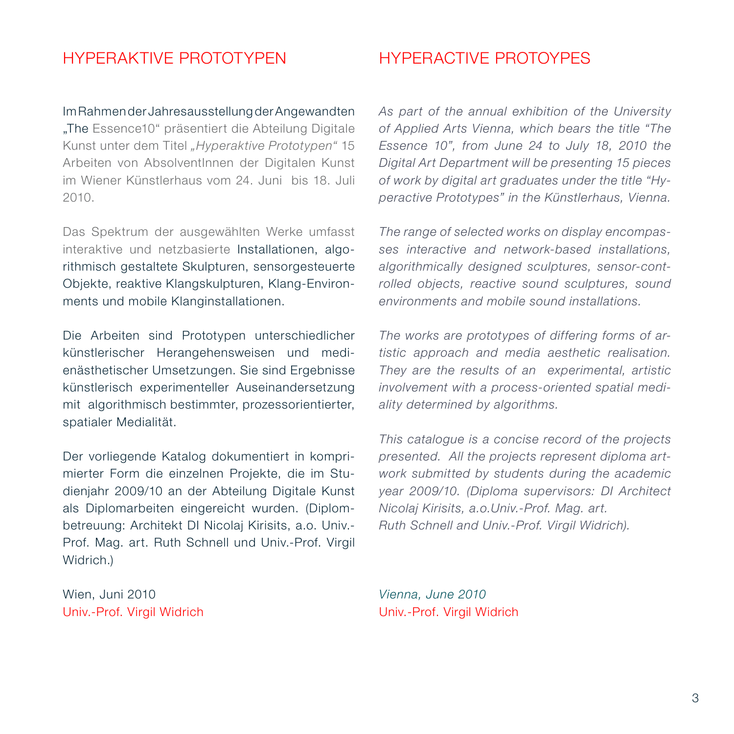## HYPERAKTIVE PROTOTYPEN

Im Rahmen der Jahresausstellung der Angewandten „The Essence10" präsentiert die Abteilung Digitale Kunst unter dem Titel *„Hyperaktive Prototypen"* 15 Arbeiten von AbsolventInnen der Digitalen Kunst im Wiener Künstlerhaus vom 24. Juni bis 18. Juli 2010.

Das Spektrum der ausgewählten Werke umfasst interaktive und netzbasierte Installationen, algorithmisch gestaltete Skulpturen, sensorgesteuerte Objekte, reaktive Klangskulpturen, Klang-Environments und mobile Klanginstallationen.

Die Arbeiten sind Prototypen unterschiedlicher künstlerischer Herangehensweisen und medienästhetischer Umsetzungen. Sie sind Ergebnisse künstlerisch experimenteller Auseinandersetzung mit algorithmisch bestimmter, prozessorientierter, spatialer Medialität.

Der vorliegende Katalog dokumentiert in komprimierter Form die einzelnen Projekte, die im Studienjahr 2009/10 an der Abteilung Digitale Kunst als Diplomarbeiten eingereicht wurden. (Diplombetreuung: Architekt DI Nicolaj Kirisits, a.o. Univ.-Prof. Mag. art. Ruth Schnell und Univ.-Prof. Virgil Widrich.)

Wien, Juni 2010
Univ.-Prof. Virgil Widrich

## HYPERACTIVE PROTOYPES

*As part of the annual exhibition of the University of Applied Arts Vienna, which bears the title "The Essence 10", from June 24 to July 18, 2010 the Digital Art Department will be presenting 15 pieces of work by digital art graduates under the title "Hyperactive Prototypes" in the Künstlerhaus, Vienna.*

*The range of selected works on display encompasses interactive and network-based installations, algorithmically designed sculptures, sensor-controlled objects, reactive sound sculptures, sound environments and mobile sound installations.*

*The works are prototypes of differing forms of artistic approach and media aesthetic realisation. They are the results of an experimental, artistic involvement with a process-oriented spatial mediality determined by algorithms.*

*This catalogue is a concise record of the projects presented. All the projects represent diploma artwork submitted by students during the academic year 2009/10. (Diploma supervisors: DI Architect Nicolaj Kirisits, a.o.Univ.-Prof. Mag. art. Ruth Schnell and Univ.-Prof. Virgil Widrich).*

*Vienna, June 2010*
Univ.-Prof. Virgil Widrich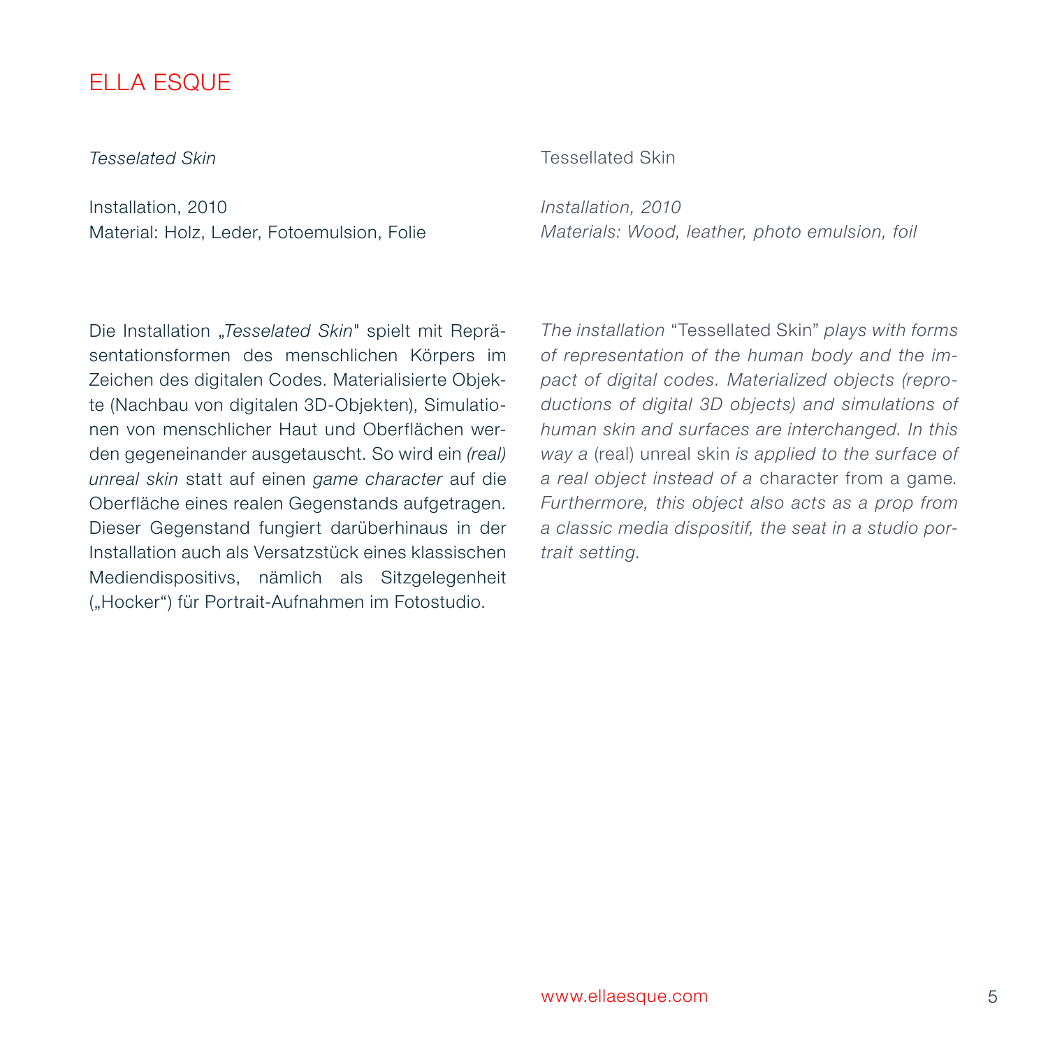# ELLA ESQUE

*Tesselated Skin*

Installation, 2010
Material: Holz, Leder, Fotoemulsion, Folie

Die Installation „*Tesselated Skin*" spielt mit Repräsentationsformen des menschlichen Körpers im Zeichen des digitalen Codes. Materialisierte Objekte (Nachbau von digitalen 3D-Objekten), Simulationen von menschlicher Haut und Oberflächen werden gegeneinander ausgetauscht. So wird ein *(real) unreal skin* statt auf einen *game character* auf die Oberfläche eines realen Gegenstands aufgetragen. Dieser Gegenstand fungiert darüberhinaus in der Installation auch als Versatzstück eines klassischen Mediendispositivs, nämlich als Sitzgelegenheit („Hocker“) für Portrait-Aufnahmen im Fotostudio.

Tessellated Skin

*Installation, 2010*
*Materials: Wood, leather, photo emulsion, foil*

*The installation* “Tessellated Skin” *plays with forms of representation of the human body and the impact of digital codes. Materialized objects (reproductions of digital 3D objects) and simulations of human skin and surfaces are interchanged. In this way a* (real) unreal skin *is applied to the surface of a real object instead of a* character from a game*. Furthermore, this object also acts as a prop from a classic media dispositif, the seat in a studio portrait setting.*

www.ellaesque.com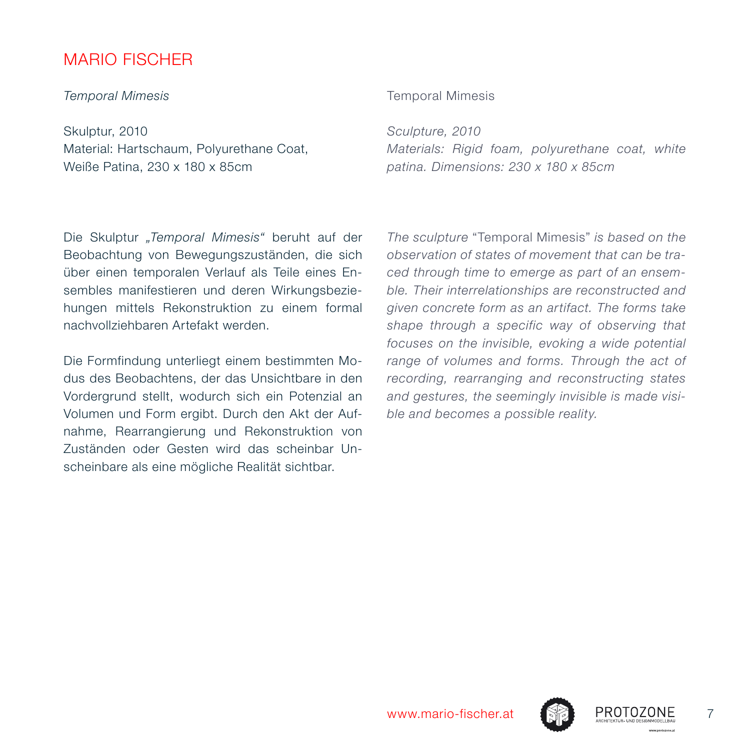# MARIO FISCHER

*Temporal Mimesis*

Skulptur, 2010
Material: Hartschaum, Polyurethane Coat,
Weiße Patina, 230 x 180 x 85cm

Die Skulptur *„Temporal Mimesis"* beruht auf der Beobachtung von Bewegungszuständen, die sich über einen temporalen Verlauf als Teile eines Ensembles manifestieren und deren Wirkungsbeziehungen mittels Rekonstruktion zu einem formal nachvollziehbaren Artefakt werden.

Die Formfindung unterliegt einem bestimmten Modus des Beobachtens, der das Unsichtbare in den Vordergrund stellt, wodurch sich ein Potenzial an Volumen und Form ergibt. Durch den Akt der Aufnahme, Rearrangierung und Rekonstruktion von Zuständen oder Gesten wird das scheinbar Unscheinbare als eine mögliche Realität sichtbar.

Temporal Mimesis

*Sculpture, 2010*
*Materials: Rigid foam, polyurethane coat, white patina. Dimensions: 230 x 180 x 85cm*

*The sculpture* "Temporal Mimesis" *is based on the observation of states of movement that can be traced through time to emerge as part of an ensemble. Their interrelationships are reconstructed and given concrete form as an artifact. The forms take shape through a specific way of observing that focuses on the invisible, evoking a wide potential range of volumes and forms. Through the act of recording, rearranging and reconstructing states and gestures, the seemingly invisible is made visible and becomes a possible reality.*

www.mario-fischer.at

PROTOZONE
ARCHITEKTUR- UND DESIGNMODELLBAU
www.protozone.at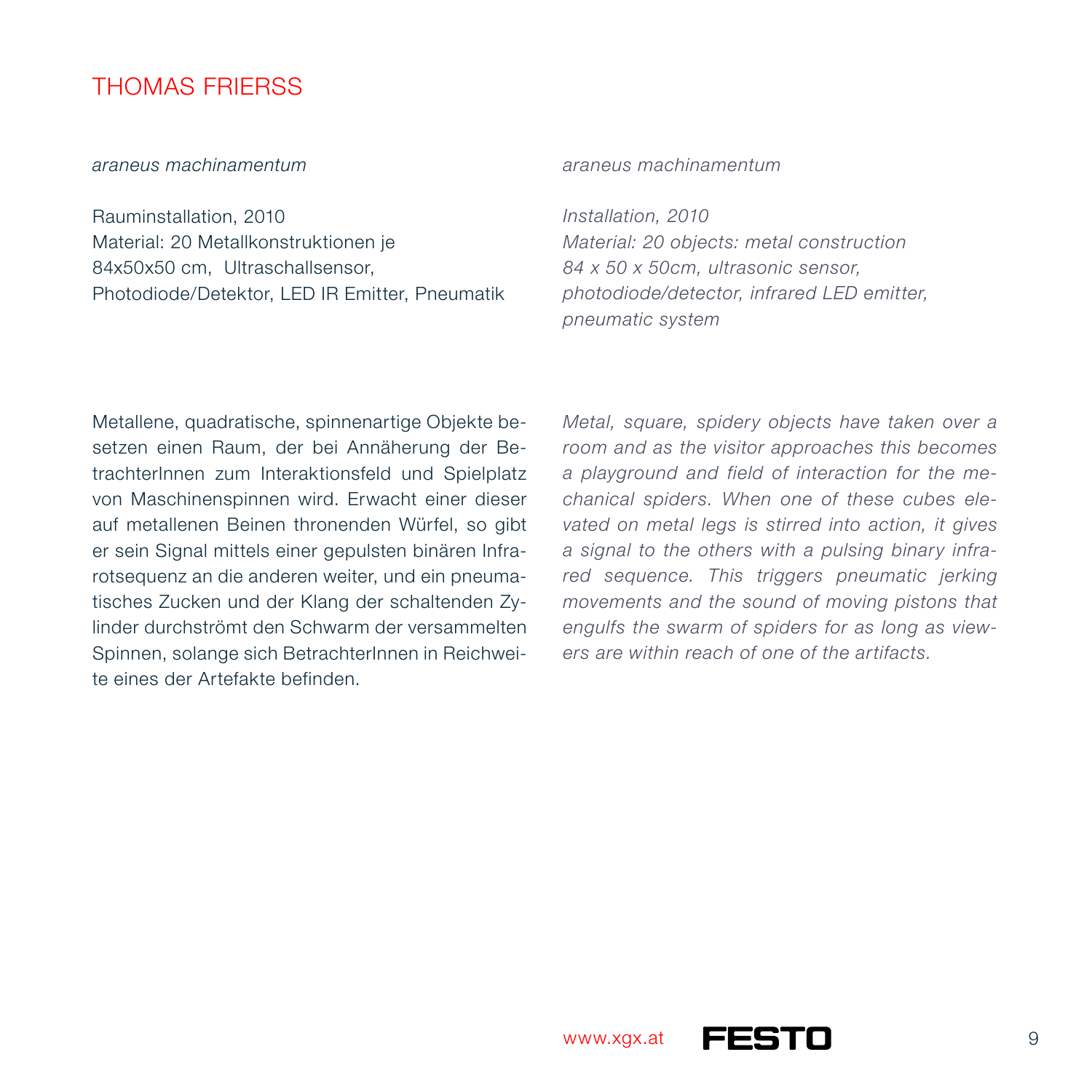## THOMAS FRIERSS

*araneus machinamentum*

Rauminstallation, 2010
Material: 20 Metallkonstruktionen je 84x50x50 cm, Ultraschallsensor, Photodiode/Detektor, LED IR Emitter, Pneumatik

Metallene, quadratische, spinnenartige Objekte besetzen einen Raum, der bei Annäherung der BetrachterInnen zum Interaktionsfeld und Spielplatz von Maschinenspinnen wird. Erwacht einer dieser auf metallenen Beinen thronenden Würfel, so gibt er sein Signal mittels einer gepulsten binären Infrarotsequenz an die anderen weiter, und ein pneumatisches Zucken und der Klang der schaltenden Zylinder durchströmt den Schwarm der versammelten Spinnen, solange sich BetrachterInnen in Reichweite eines der Artefakte befinden.

*araneus machinamentum*

*Installation, 2010*
*Material: 20 objects: metal construction 84 x 50 x 50cm, ultrasonic sensor, photodiode/detector, infrared LED emitter, pneumatic system*

*Metal, square, spidery objects have taken over a room and as the visitor approaches this becomes a playground and field of interaction for the mechanical spiders. When one of these cubes elevated on metal legs is stirred into action, it gives a signal to the others with a pulsing binary infrared sequence. This triggers pneumatic jerking movements and the sound of moving pistons that engulfs the swarm of spiders for as long as viewers are within reach of one of the artifacts.*

www.xgx.at FESTO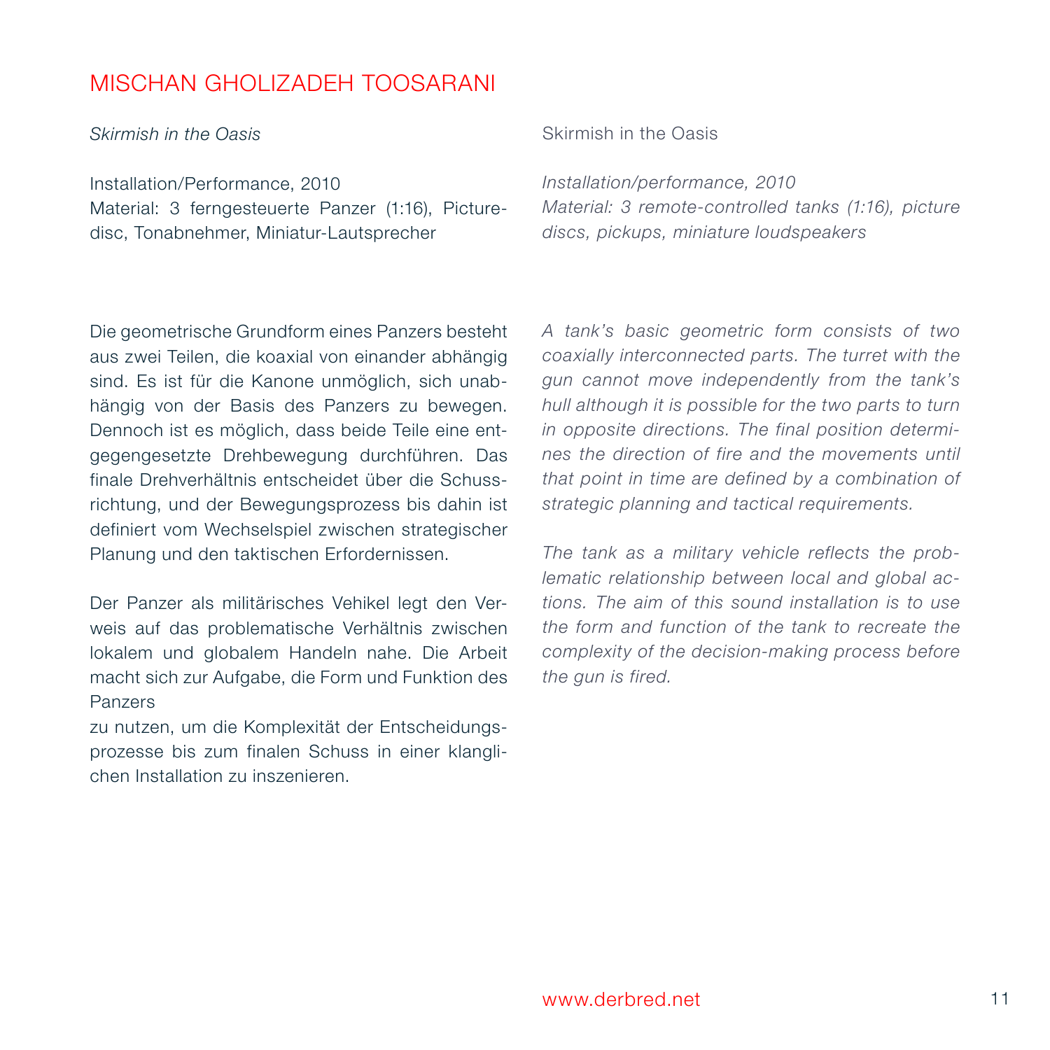# MISCHAN GHOLIZADEH TOOSARANI

*Skirmish in the Oasis*

Installation/Performance, 2010
Material: 3 ferngesteuerte Panzer (1:16), Picture-disc, Tonabnehmer, Miniatur-Lautsprecher

Die geometrische Grundform eines Panzers besteht aus zwei Teilen, die koaxial von einander abhängig sind. Es ist für die Kanone unmöglich, sich unabhängig von der Basis des Panzers zu bewegen. Dennoch ist es möglich, dass beide Teile eine entgegengesetzte Drehbewegung durchführen. Das finale Drehverhältnis entscheidet über die Schussrichtung, und der Bewegungsprozess bis dahin ist definiert vom Wechselspiel zwischen strategischer Planung und den taktischen Erfordernissen.

Der Panzer als militärisches Vehikel legt den Verweis auf das problematische Verhältnis zwischen lokalem und globalem Handeln nahe. Die Arbeit macht sich zur Aufgabe, die Form und Funktion des Panzers
zu nutzen, um die Komplexität der Entscheidungsprozesse bis zum finalen Schuss in einer klanglichen Installation zu inszenieren.

Skirmish in the Oasis

*Installation/performance, 2010*
*Material: 3 remote-controlled tanks (1:16), picture discs, pickups, miniature loudspeakers*

*A tank's basic geometric form consists of two coaxially interconnected parts. The turret with the gun cannot move independently from the tank's hull although it is possible for the two parts to turn in opposite directions. The final position determines the direction of fire and the movements until that point in time are defined by a combination of strategic planning and tactical requirements.*

*The tank as a military vehicle reflects the problematic relationship between local and global actions. The aim of this sound installation is to use the form and function of the tank to recreate the complexity of the decision-making process before the gun is fired.*

www.derbred.net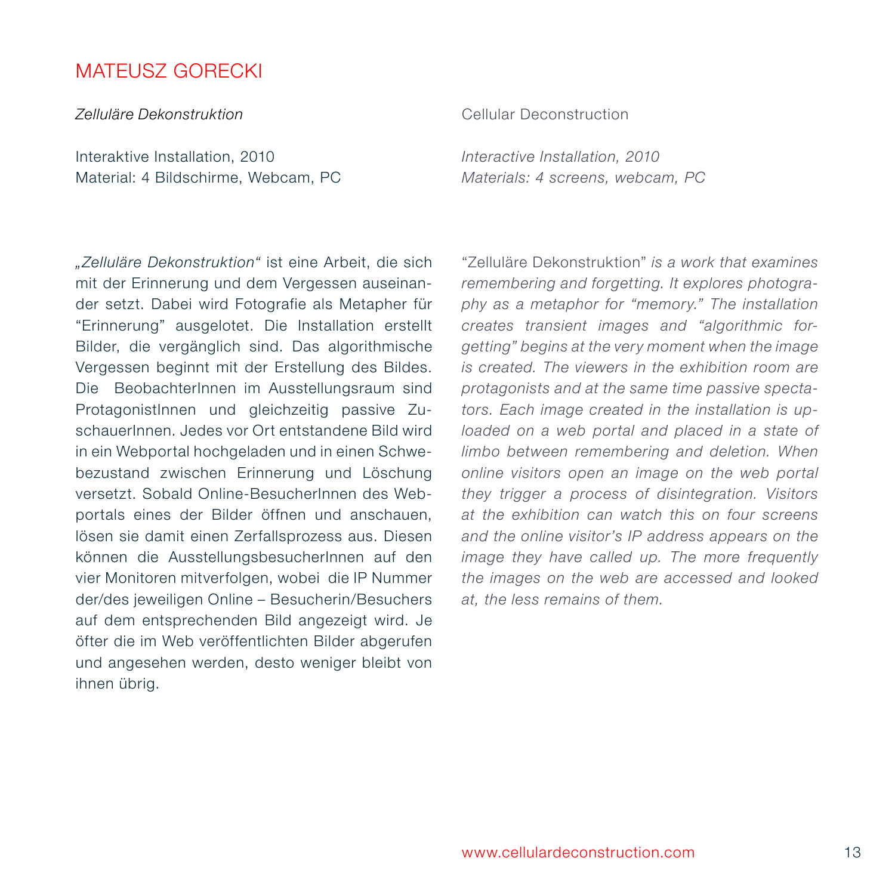# MATEUSZ GORECKI

*Zelluläre Dekonstruktion*

Interaktive Installation, 2010
Material: 4 Bildschirme, Webcam, PC

*„Zelluläre Dekonstruktion"* ist eine Arbeit, die sich mit der Erinnerung und dem Vergessen auseinander setzt. Dabei wird Fotografie als Metapher für "Erinnerung" ausgelotet. Die Installation erstellt Bilder, die vergänglich sind. Das algorithmische Vergessen beginnt mit der Erstellung des Bildes. Die BeobachterInnen im Ausstellungsraum sind ProtagonistInnen und gleichzeitig passive ZuschauerInnen. Jedes vor Ort entstandene Bild wird in ein Webportal hochgeladen und in einen Schwebezustand zwischen Erinnerung und Löschung versetzt. Sobald Online-BesucherInnen des Webportals eines der Bilder öffnen und anschauen, lösen sie damit einen Zerfallsprozess aus. Diesen können die AusstellungsbesucherInnen auf den vier Monitoren mitverfolgen, wobei die IP Nummer der/des jeweiligen Online – Besucherin/Besuchers auf dem entsprechenden Bild angezeigt wird. Je öfter die im Web veröffentlichten Bilder abgerufen und angesehen werden, desto weniger bleibt von ihnen übrig.

Cellular Deconstruction

*Interactive Installation, 2010*
*Materials: 4 screens, webcam, PC*

"Zelluläre Dekonstruktion" *is a work that examines remembering and forgetting. It explores photography as a metaphor for "memory." The installation creates transient images and "algorithmic forgetting" begins at the very moment when the image is created. The viewers in the exhibition room are protagonists and at the same time passive spectators. Each image created in the installation is uploaded on a web portal and placed in a state of limbo between remembering and deletion. When online visitors open an image on the web portal they trigger a process of disintegration. Visitors at the exhibition can watch this on four screens and the online visitor's IP address appears on the image they have called up. The more frequently the images on the web are accessed and looked at, the less remains of them.*

www.cellulardeconstruction.com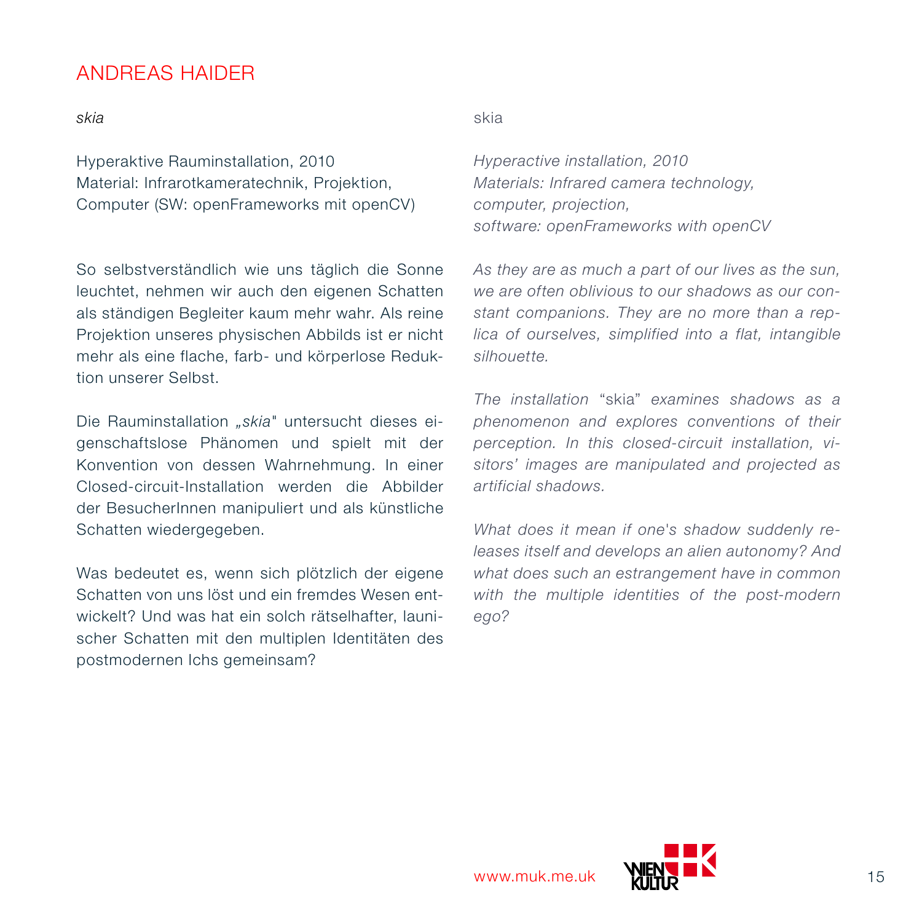# ANDREAS HAIDER

*skia*

Hyperaktive Rauminstallation, 2010
Material: Infrarotkameratechnik, Projektion, Computer (SW: openFrameworks mit openCV)

So selbstverständlich wie uns täglich die Sonne leuchtet, nehmen wir auch den eigenen Schatten als ständigen Begleiter kaum mehr wahr. Als reine Projektion unseres physischen Abbilds ist er nicht mehr als eine flache, farb- und körperlose Reduktion unserer Selbst.

Die Rauminstallation *„skia"* untersucht dieses eigenschaftslose Phänomen und spielt mit der Konvention von dessen Wahrnehmung. In einer Closed-circuit-Installation werden die Abbilder der BesucherInnen manipuliert und als künstliche Schatten wiedergegeben.

Was bedeutet es, wenn sich plötzlich der eigene Schatten von uns löst und ein fremdes Wesen entwickelt? Und was hat ein solch rätselhafter, launischer Schatten mit den multiplen Identitäten des postmodernen Ichs gemeinsam?

skia

*Hyperactive installation, 2010*
*Materials: Infrared camera technology, computer, projection, software: openFrameworks with openCV*

*As they are as much a part of our lives as the sun, we are often oblivious to our shadows as our constant companions. They are no more than a replica of ourselves, simplified into a flat, intangible silhouette.*

*The installation* “skia” *examines shadows as a phenomenon and explores conventions of their perception. In this closed-circuit installation, visitors' images are manipulated and projected as artificial shadows.*

*What does it mean if one's shadow suddenly releases itself and develops an alien autonomy? And what does such an estrangement have in common with the multiple identities of the post-modern ego?*

www.muk.me.uk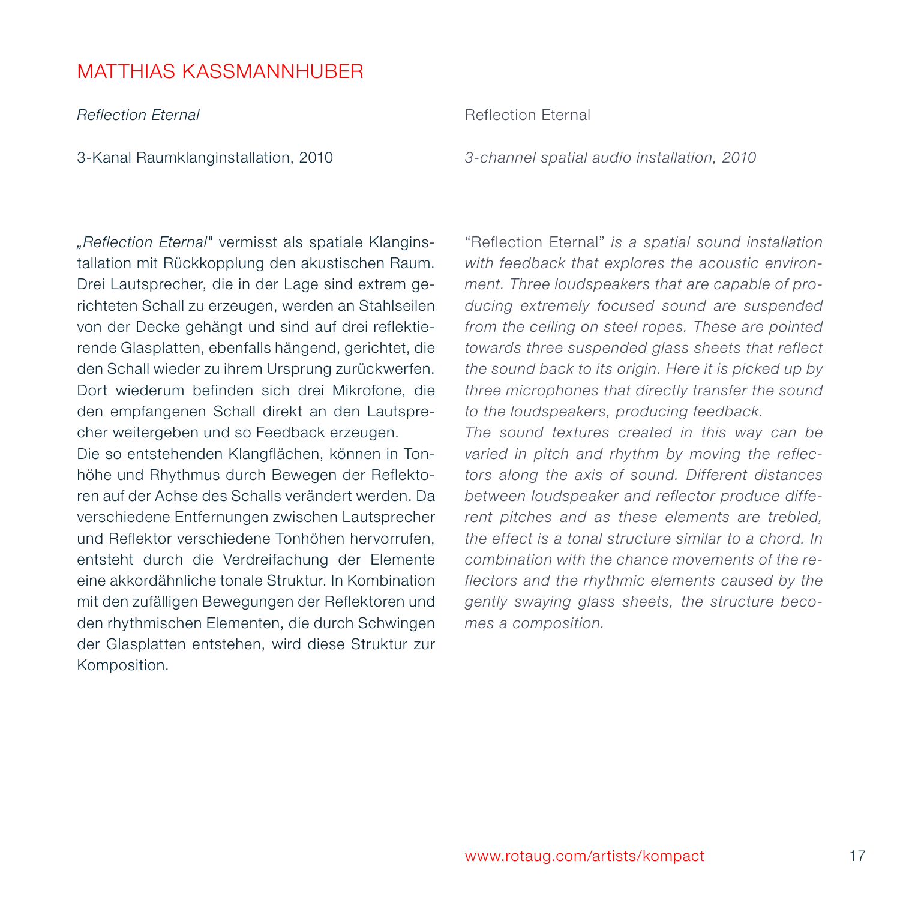# MATTHIAS KASSMANNHUBER

*Reflection Eternal*

3-Kanal Raumklanginstallation, 2010

„*Reflection Eternal*" vermisst als spatiale Klanginstallation mit Rückkopplung den akustischen Raum. Drei Lautsprecher, die in der Lage sind extrem gerichteten Schall zu erzeugen, werden an Stahlseilen von der Decke gehängt und sind auf drei reflektierende Glasplatten, ebenfalls hängend, gerichtet, die den Schall wieder zu ihrem Ursprung zurückwerfen. Dort wiederum befinden sich drei Mikrofone, die den empfangenen Schall direkt an den Lautsprecher weitergeben und so Feedback erzeugen.
Die so entstehenden Klangflächen, können in Tonhöhe und Rhythmus durch Bewegen der Reflektoren auf der Achse des Schalls verändert werden. Da verschiedene Entfernungen zwischen Lautsprecher und Reflektor verschiedene Tonhöhen hervorrufen, entsteht durch die Verdreifachung der Elemente eine akkordähnliche tonale Struktur. In Kombination mit den zufälligen Bewegungen der Reflektoren und den rhythmischen Elementen, die durch Schwingen der Glasplatten entstehen, wird diese Struktur zur Komposition.

Reflection Eternal

*3-channel spatial audio installation, 2010*

"Reflection Eternal" *is a spatial sound installation with feedback that explores the acoustic environment. Three loudspeakers that are capable of producing extremely focused sound are suspended from the ceiling on steel ropes. These are pointed towards three suspended glass sheets that reflect the sound back to its origin. Here it is picked up by three microphones that directly transfer the sound to the loudspeakers, producing feedback.*
*The sound textures created in this way can be varied in pitch and rhythm by moving the reflectors along the axis of sound. Different distances between loudspeaker and reflector produce different pitches and as these elements are trebled, the effect is a tonal structure similar to a chord. In combination with the chance movements of the reflectors and the rhythmic elements caused by the gently swaying glass sheets, the structure becomes a composition.*

www.rotaug.com/artists/kompact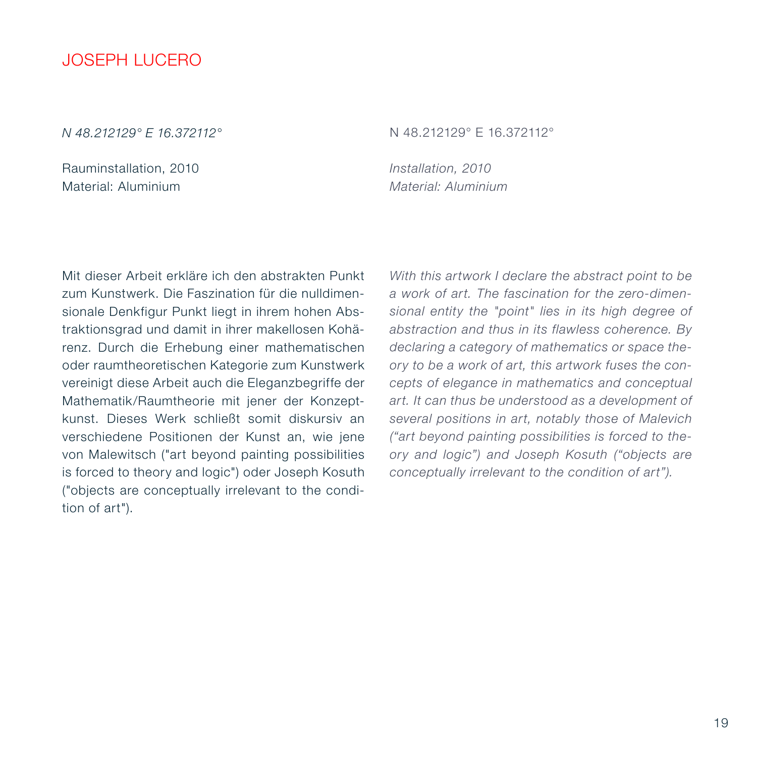# JOSEPH LUCERO

*N 48.212129° E 16.372112°*

Rauminstallation, 2010
Material: Aluminium

Mit dieser Arbeit erkläre ich den abstrakten Punkt zum Kunstwerk. Die Faszination für die nulldimensionale Denkfigur Punkt liegt in ihrem hohen Abstraktionsgrad und damit in ihrer makellosen Kohärenz. Durch die Erhebung einer mathematischen oder raumtheoretischen Kategorie zum Kunstwerk vereinigt diese Arbeit auch die Eleganzbegriffe der Mathematik/Raumtheorie mit jener der Konzeptkunst. Dieses Werk schließt somit diskursiv an verschiedene Positionen der Kunst an, wie jene von Malewitsch ("art beyond painting possibilities is forced to theory and logic") oder Joseph Kosuth ("objects are conceptually irrelevant to the condition of art").

N 48.212129° E 16.372112°

*Installation, 2010*
*Material: Aluminium*

*With this artwork I declare the abstract point to be a work of art. The fascination for the zero-dimensional entity the "point" lies in its high degree of abstraction and thus in its flawless coherence. By declaring a category of mathematics or space theory to be a work of art, this artwork fuses the concepts of elegance in mathematics and conceptual art. It can thus be understood as a development of several positions in art, notably those of Malevich ("art beyond painting possibilities is forced to theory and logic") and Joseph Kosuth ("objects are conceptually irrelevant to the condition of art").*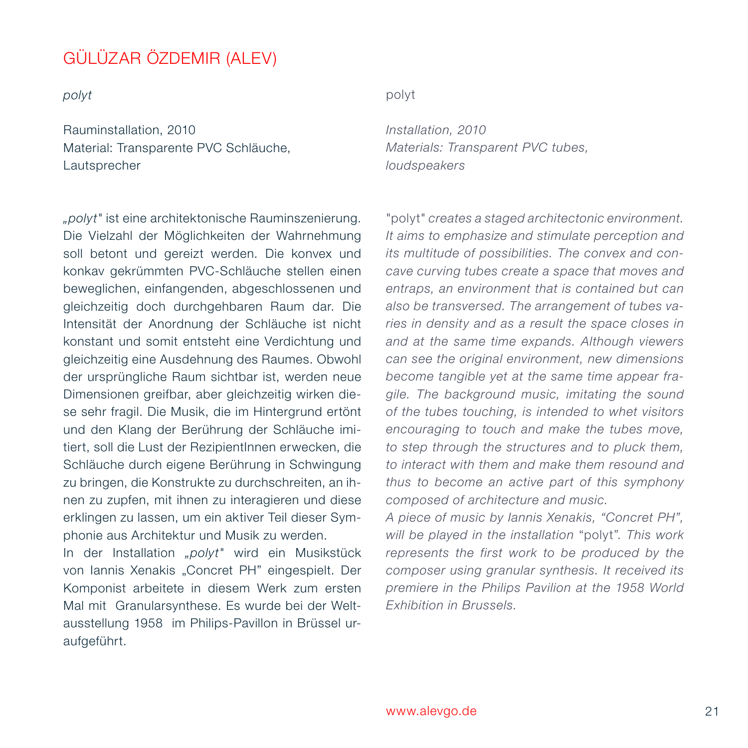# GÜLÜZAR ÖZDEMIR (ALEV)

*polyt*

Rauminstallation, 2010
Material: Transparente PVC Schläuche, Lautsprecher

*„polyt"* ist eine architektonische Rauminszenierung. Die Vielzahl der Möglichkeiten der Wahrnehmung soll betont und gereizt werden. Die konvex und konkav gekrümmten PVC-Schläuche stellen einen beweglichen, einfangenden, abgeschlossenen und gleichzeitig doch durchgehbaren Raum dar. Die Intensität der Anordnung der Schläuche ist nicht konstant und somit entsteht eine Verdichtung und gleichzeitig eine Ausdehnung des Raumes. Obwohl der ursprüngliche Raum sichtbar ist, werden neue Dimensionen greifbar, aber gleichzeitig wirken diese sehr fragil. Die Musik, die im Hintergrund ertönt und den Klang der Berührung der Schläuche imitiert, soll die Lust der RezipientInnen erwecken, die Schläuche durch eigene Berührung in Schwingung zu bringen, die Konstrukte zu durchschreiten, an ihnen zu zupfen, mit ihnen zu interagieren und diese erklingen zu lassen, um ein aktiver Teil dieser Symphonie aus Architektur und Musik zu werden.
In der Installation *„polyt"* wird ein Musikstück von Iannis Xenakis „Concret PH" eingespielt. Der Komponist arbeitete in diesem Werk zum ersten Mal mit Granularsynthese. Es wurde bei der Weltausstellung 1958 im Philips-Pavillon in Brüssel uraufgeführt.

polyt

*Installation, 2010*
*Materials: Transparent PVC tubes, loudspeakers*

"polyt" *creates a staged architectonic environment. It aims to emphasize and stimulate perception and its multitude of possibilities. The convex and concave curving tubes create a space that moves and entraps, an environment that is contained but can also be transversed. The arrangement of tubes varies in density and as a result the space closes in and at the same time expands. Although viewers can see the original environment, new dimensions become tangible yet at the same time appear fragile. The background music, imitating the sound of the tubes touching, is intended to whet visitors encouraging to touch and make the tubes move, to step through the structures and to pluck them, to interact with them and make them resound and thus to become an active part of this symphony composed of architecture and music.*
*A piece of music by Iannis Xenakis, "Concret PH", will be played in the installation* "polyt"*. This work represents the first work to be produced by the composer using granular synthesis. It received its premiere in the Philips Pavilion at the 1958 World Exhibition in Brussels.*

www.alevgo.de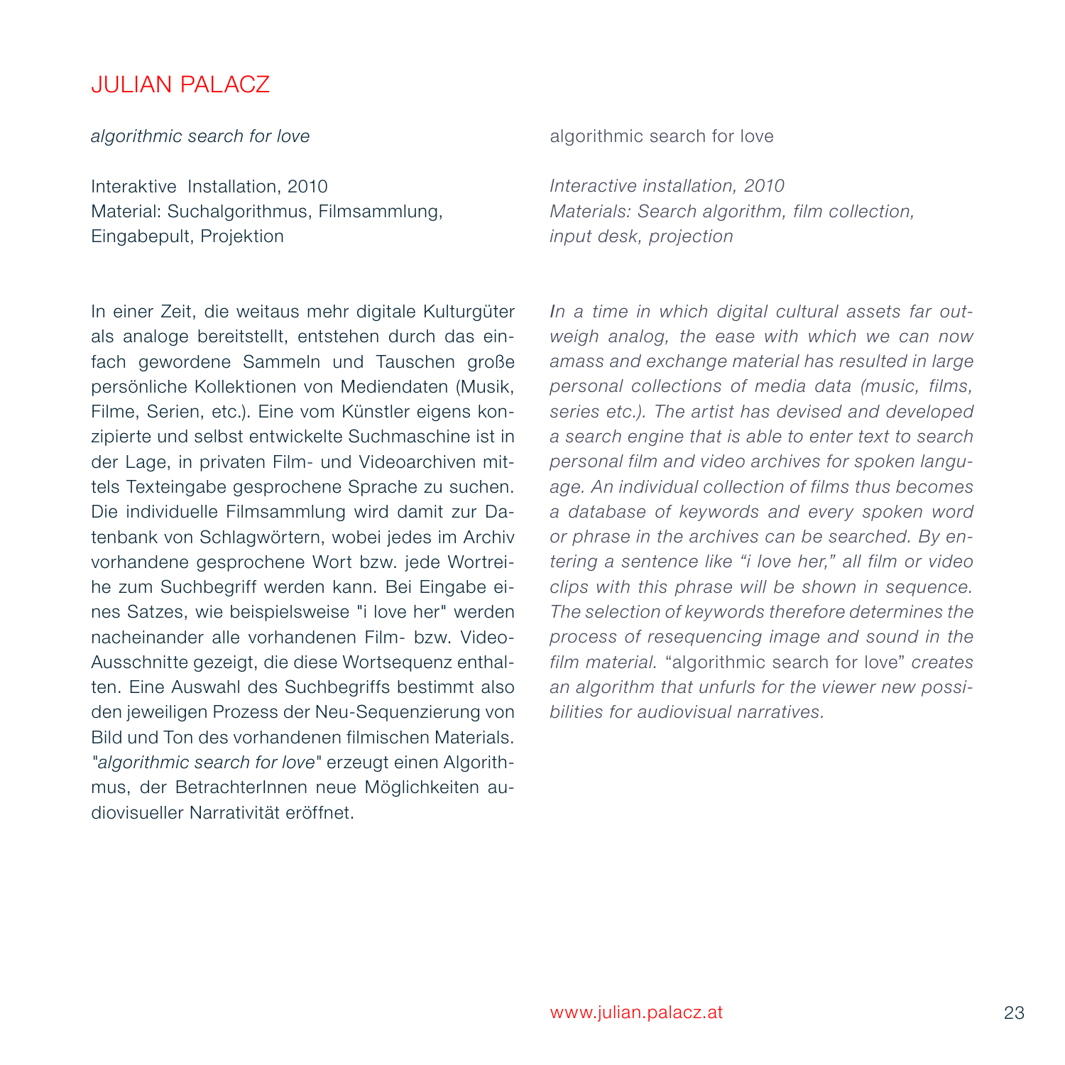# JULIAN PALACZ

*algorithmic search for love*

Interaktive Installation, 2010
Material: Suchalgorithmus, Filmsammlung, Eingabepult, Projektion

In einer Zeit, die weitaus mehr digitale Kulturgüter als analoge bereitstellt, entstehen durch das einfach gewordene Sammeln und Tauschen große persönliche Kollektionen von Mediendaten (Musik, Filme, Serien, etc.). Eine vom Künstler eigens konzipierte und selbst entwickelte Suchmaschine ist in der Lage, in privaten Film- und Videoarchiven mittels Texteingabe gesprochene Sprache zu suchen. Die individuelle Filmsammlung wird damit zur Datenbank von Schlagwörtern, wobei jedes im Archiv vorhandene gesprochene Wort bzw. jede Wortreihe zum Suchbegriff werden kann. Bei Eingabe eines Satzes, wie beispielsweise "i love her" werden nacheinander alle vorhandenen Film- bzw. Video-Ausschnitte gezeigt, die diese Wortsequenz enthalten. Eine Auswahl des Suchbegriffs bestimmt also den jeweiligen Prozess der Neu-Sequenzierung von Bild und Ton des vorhandenen filmischen Materials. "*algorithmic search for love*" erzeugt einen Algorithmus, der BetrachterInnen neue Möglichkeiten audiovisueller Narrativität eröffnet.

algorithmic search for love

*Interactive installation, 2010*
*Materials: Search algorithm, film collection, input desk, projection*

*In a time in which digital cultural assets far outweigh analog, the ease with which we can now amass and exchange material has resulted in large personal collections of media data (music, films, series etc.). The artist has devised and developed a search engine that is able to enter text to search personal film and video archives for spoken language. An individual collection of films thus becomes a database of keywords and every spoken word or phrase in the archives can be searched. By entering a sentence like "i love her," all film or video clips with this phrase will be shown in sequence. The selection of keywords therefore determines the process of resequencing image and sound in the film material.* "algorithmic search for love" *creates an algorithm that unfurls for the viewer new possibilities for audiovisual narratives.*

www.julian.palacz.at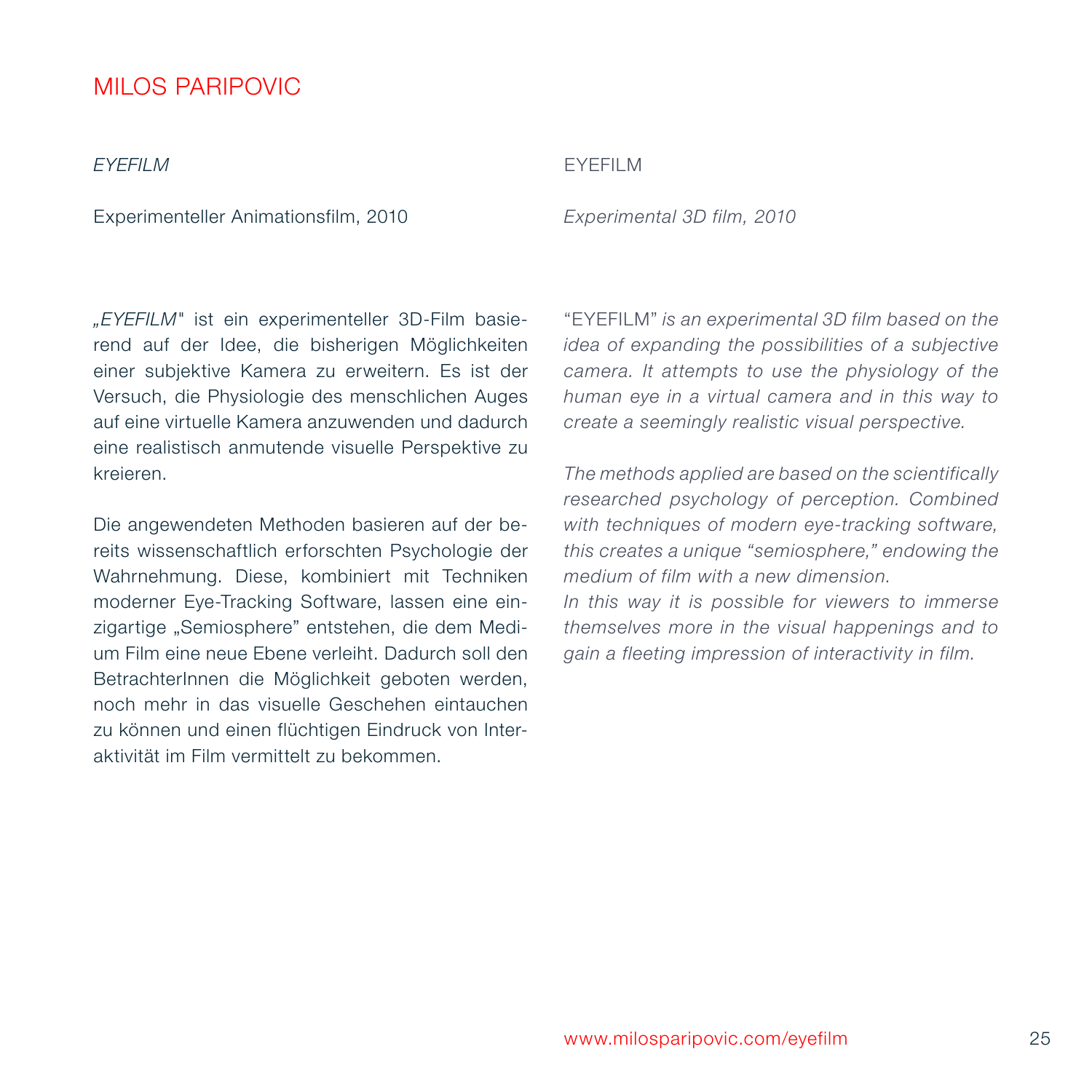# MILOS PARIPOVIC

*EYEFILM*

Experimenteller Animationsfilm, 2010

„*EYEFILM*" ist ein experimenteller 3D-Film basierend auf der Idee, die bisherigen Möglichkeiten einer subjektive Kamera zu erweitern. Es ist der Versuch, die Physiologie des menschlichen Auges auf eine virtuelle Kamera anzuwenden und dadurch eine realistisch anmutende visuelle Perspektive zu kreieren.

Die angewendeten Methoden basieren auf der bereits wissenschaftlich erforschten Psychologie der Wahrnehmung. Diese, kombiniert mit Techniken moderner Eye-Tracking Software, lassen eine einzigartige „Semiosphere" entstehen, die dem Medium Film eine neue Ebene verleiht. Dadurch soll den BetrachterInnen die Möglichkeit geboten werden, noch mehr in das visuelle Geschehen eintauchen zu können und einen flüchtigen Eindruck von Interaktivität im Film vermittelt zu bekommen.

EYEFILM

*Experimental 3D film, 2010*

"EYEFILM" *is an experimental 3D film based on the idea of expanding the possibilities of a subjective camera. It attempts to use the physiology of the human eye in a virtual camera and in this way to create a seemingly realistic visual perspective.*

*The methods applied are based on the scientifically researched psychology of perception. Combined with techniques of modern eye-tracking software, this creates a unique "semiosphere," endowing the medium of film with a new dimension.*
*In this way it is possible for viewers to immerse themselves more in the visual happenings and to gain a fleeting impression of interactivity in film.*

www.milosparipovic.com/eyefilm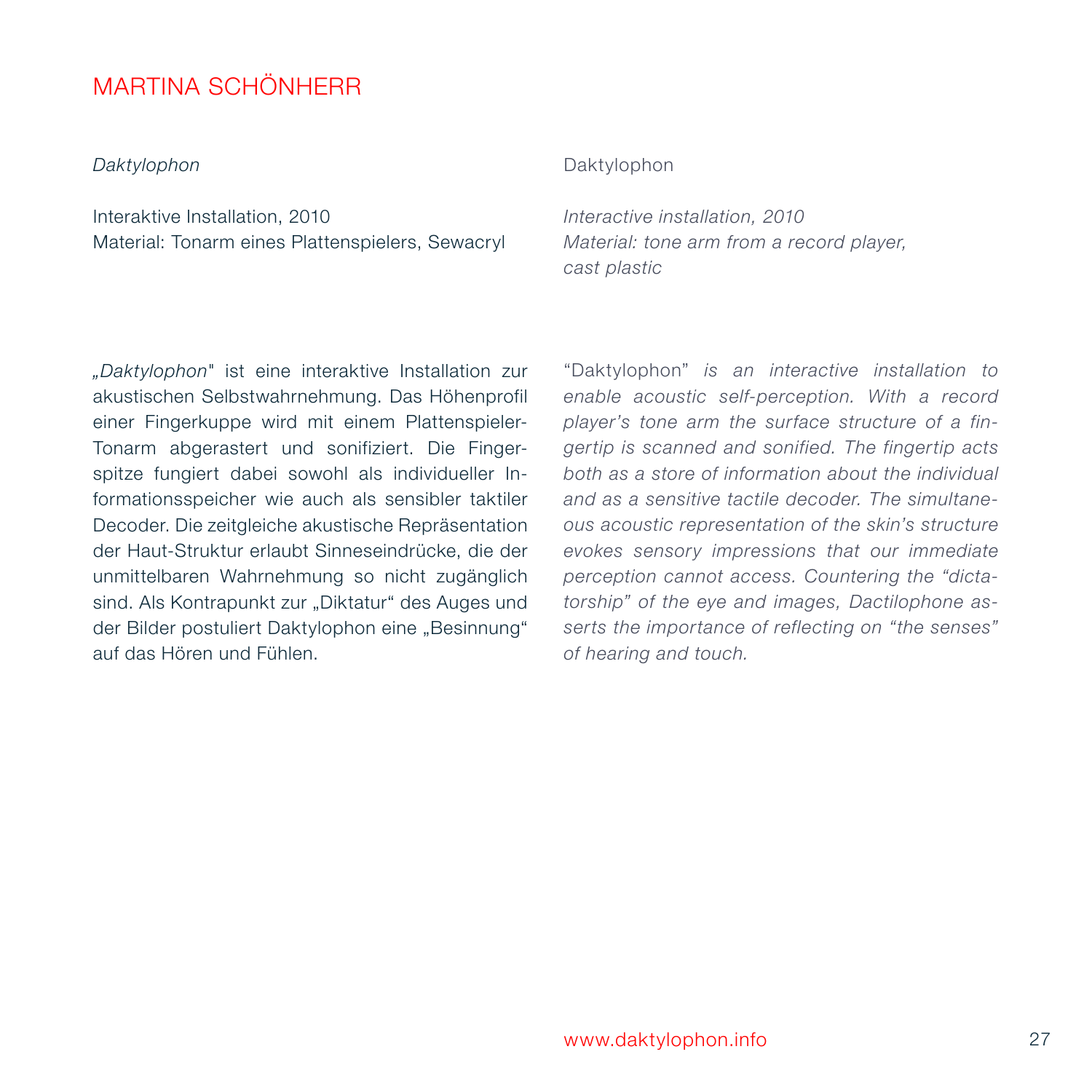# MARTINA SCHÖNHERR

*Daktylophon*

Interaktive Installation, 2010
Material: Tonarm eines Plattenspielers, Sewacryl

*„Daktylophon"* ist eine interaktive Installation zur akustischen Selbstwahrnehmung. Das Höhenprofil einer Fingerkuppe wird mit einem Plattenspieler-Tonarm abgerastert und sonifiziert. Die Fingerspitze fungiert dabei sowohl als individueller Informationsspeicher wie auch als sensibler taktiler Decoder. Die zeitgleiche akustische Repräsentation der Haut-Struktur erlaubt Sinneseindrücke, die der unmittelbaren Wahrnehmung so nicht zugänglich sind. Als Kontrapunkt zur „Diktatur" des Auges und der Bilder postuliert Daktylophon eine „Besinnung" auf das Hören und Fühlen.

Daktylophon

*Interactive installation, 2010*
*Material: tone arm from a record player, cast plastic*

"Daktylophon" *is an interactive installation to enable acoustic self-perception. With a record player's tone arm the surface structure of a fingertip is scanned and sonified. The fingertip acts both as a store of information about the individual and as a sensitive tactile decoder. The simultaneous acoustic representation of the skin's structure evokes sensory impressions that our immediate perception cannot access. Countering the "dictatorship" of the eye and images, Dactilophone asserts the importance of reflecting on "the senses" of hearing and touch.*

www.daktylophon.info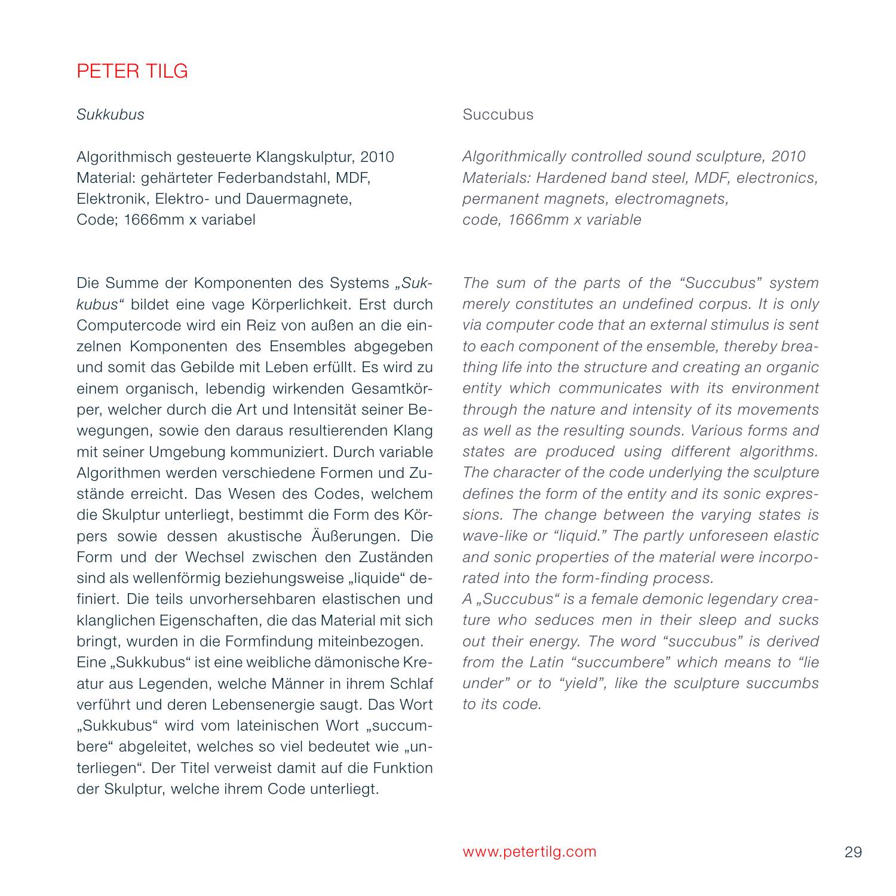# PETER TILG

*Sukkubus*

Algorithmisch gesteuerte Klangskulptur, 2010
Material: gehärteter Federbandstahl, MDF, Elektronik, Elektro- und Dauermagnete, Code; 1666mm x variabel

Die Summe der Komponenten des Systems *„Sukkubus“* bildet eine vage Körperlichkeit. Erst durch Computercode wird ein Reiz von außen an die einzelnen Komponenten des Ensembles abgegeben und somit das Gebilde mit Leben erfüllt. Es wird zu einem organisch, lebendig wirkenden Gesamtkörper, welcher durch die Art und Intensität seiner Bewegungen, sowie den daraus resultierenden Klang mit seiner Umgebung kommuniziert. Durch variable Algorithmen werden verschiedene Formen und Zustände erreicht. Das Wesen des Codes, welchem die Skulptur unterliegt, bestimmt die Form des Körpers sowie dessen akustische Äußerungen. Die Form und der Wechsel zwischen den Zuständen sind als wellenförmig beziehungsweise „liquide“ definiert. Die teils unvorhersehbaren elastischen und klanglichen Eigenschaften, die das Material mit sich bringt, wurden in die Formfindung miteinbezogen.
Eine „Sukkubus“ ist eine weibliche dämonische Kreatur aus Legenden, welche Männer in ihrem Schlaf verführt und deren Lebensenergie saugt. Das Wort „Sukkubus“ wird vom lateinischen Wort „succumbere“ abgeleitet, welches so viel bedeutet wie „unterliegen“. Der Titel verweist damit auf die Funktion der Skulptur, welche ihrem Code unterliegt.

Succubus

*Algorithmically controlled sound sculpture, 2010*
*Materials: Hardened band steel, MDF, electronics, permanent magnets, electromagnets, code, 1666mm x variable*

*The sum of the parts of the “Succubus” system merely constitutes an undefined corpus. It is only via computer code that an external stimulus is sent to each component of the ensemble, thereby breathing life into the structure and creating an organic entity which communicates with its environment through the nature and intensity of its movements as well as the resulting sounds. Various forms and states are produced using different algorithms. The character of the code underlying the sculpture defines the form of the entity and its sonic expressions. The change between the varying states is wave-like or “liquid.” The partly unforeseen elastic and sonic properties of the material were incorporated into the form-finding process.*
*A „Succubus“ is a female demonic legendary creature who seduces men in their sleep and sucks out their energy. The word “succubus” is derived from the Latin “succumbere” which means to “lie under” or to “yield”, like the sculpture succumbs to its code.*

www.petertilg.com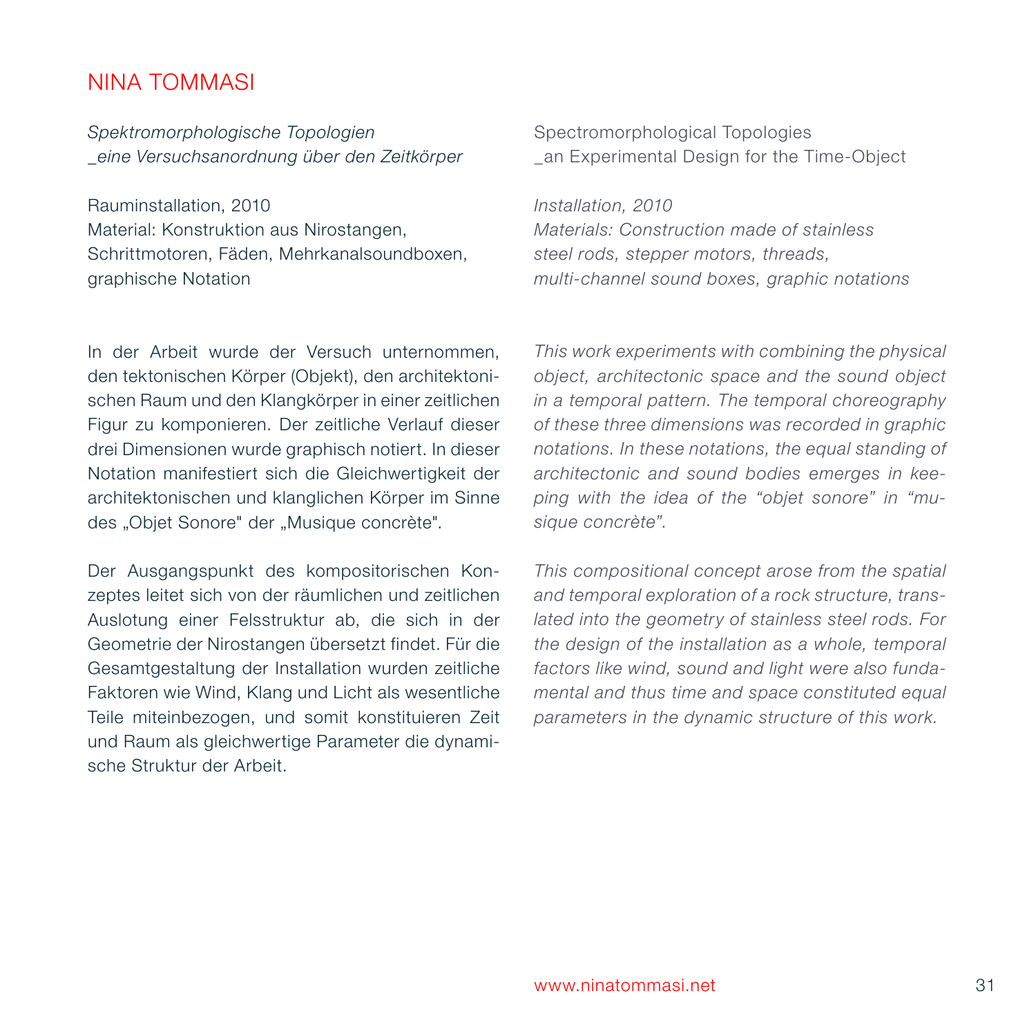# NINA TOMMASI

*Spektromorphologische Topologien*
*_eine Versuchsanordnung über den Zeitkörper*

Rauminstallation, 2010
Material: Konstruktion aus Nirostangen, Schrittmotoren, Fäden, Mehrkanalsoundboxen, graphische Notation

In der Arbeit wurde der Versuch unternommen, den tektonischen Körper (Objekt), den architektonischen Raum und den Klangkörper in einer zeitlichen Figur zu komponieren. Der zeitliche Verlauf dieser drei Dimensionen wurde graphisch notiert. In dieser Notation manifestiert sich die Gleichwertigkeit der architektonischen und klanglichen Körper im Sinne des „Objet Sonore" der „Musique concrète".

Der Ausgangspunkt des kompositorischen Konzeptes leitet sich von der räumlichen und zeitlichen Auslotung einer Felsstruktur ab, die sich in der Geometrie der Nirostangen übersetzt findet. Für die Gesamtgestaltung der Installation wurden zeitliche Faktoren wie Wind, Klang und Licht als wesentliche Teile miteinbezogen, und somit konstituieren Zeit und Raum als gleichwertige Parameter die dynamische Struktur der Arbeit.

Spectromorphological Topologies
_an Experimental Design for the Time-Object

*Installation, 2010*
*Materials: Construction made of stainless steel rods, stepper motors, threads, multi-channel sound boxes, graphic notations*

*This work experiments with combining the physical object, architectonic space and the sound object in a temporal pattern. The temporal choreography of these three dimensions was recorded in graphic notations. In these notations, the equal standing of architectonic and sound bodies emerges in keeping with the idea of the "objet sonore" in "musique concrète".*

*This compositional concept arose from the spatial and temporal exploration of a rock structure, translated into the geometry of stainless steel rods. For the design of the installation as a whole, temporal factors like wind, sound and light were also fundamental and thus time and space constituted equal parameters in the dynamic structure of this work.*

www.ninatommasi.net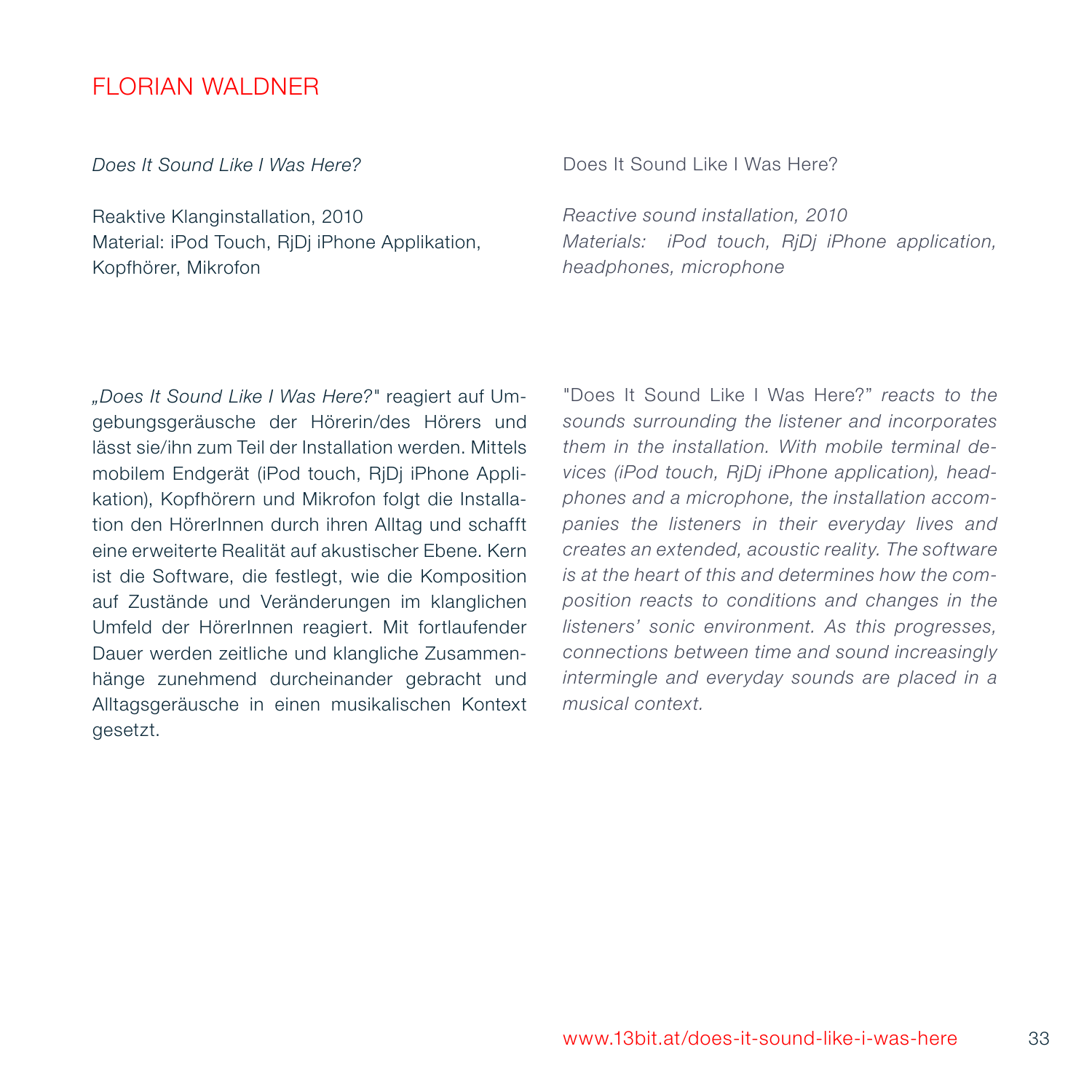# FLORIAN WALDNER

*Does It Sound Like I Was Here?*

Reaktive Klanginstallation, 2010
Material: iPod Touch, RjDj iPhone Applikation, Kopfhörer, Mikrofon

*„Does It Sound Like I Was Here?"* reagiert auf Umgebungsgeräusche der Hörerin/des Hörers und lässt sie/ihn zum Teil der Installation werden. Mittels mobilem Endgerät (iPod touch, RjDj iPhone Applikation), Kopfhörern und Mikrofon folgt die Installation den HörerInnen durch ihren Alltag und schafft eine erweiterte Realität auf akustischer Ebene. Kern ist die Software, die festlegt, wie die Komposition auf Zustände und Veränderungen im klanglichen Umfeld der HörerInnen reagiert. Mit fortlaufender Dauer werden zeitliche und klangliche Zusammenhänge zunehmend durcheinander gebracht und Alltagsgeräusche in einen musikalischen Kontext gesetzt.

Does It Sound Like I Was Here?

*Reactive sound installation, 2010*
*Materials: iPod touch, RjDj iPhone application, headphones, microphone*

"Does It Sound Like I Was Here?" *reacts to the sounds surrounding the listener and incorporates them in the installation. With mobile terminal devices (iPod touch, RjDj iPhone application), headphones and a microphone, the installation accompanies the listeners in their everyday lives and creates an extended, acoustic reality. The software is at the heart of this and determines how the composition reacts to conditions and changes in the listeners' sonic environment. As this progresses, connections between time and sound increasingly intermingle and everyday sounds are placed in a musical context.*

www.13bit.at/does-it-sound-like-i-was-here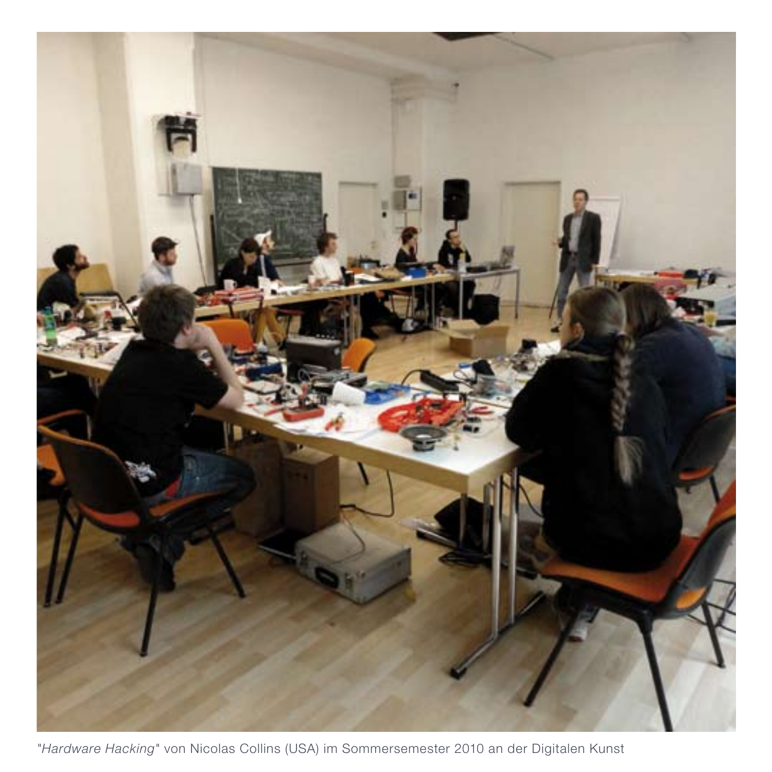"*Hardware Hacking*" von Nicolas Collins (USA) im Sommersemester 2010 an der Digitalen Kunst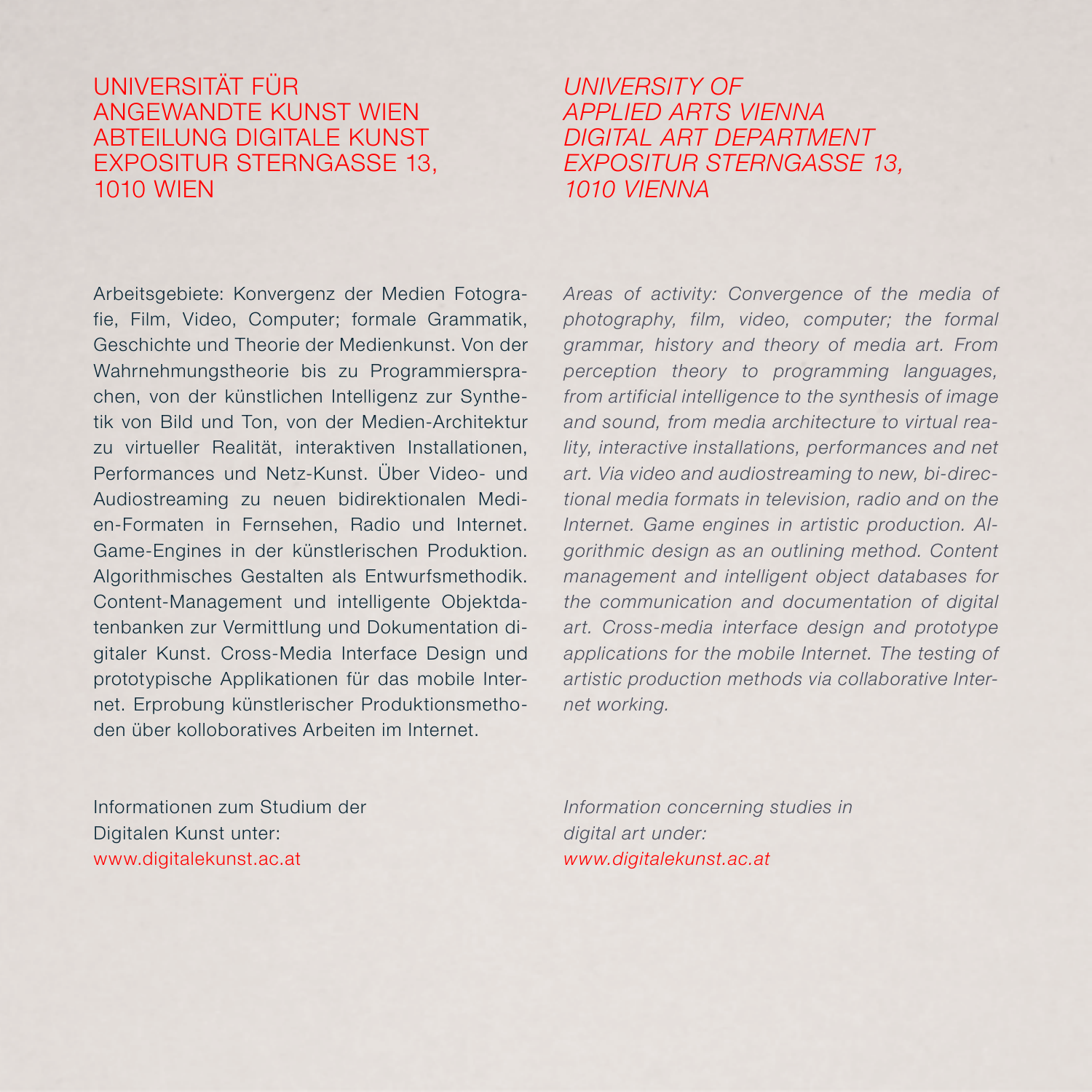UNIVERSITÄT FÜR
ANGEWANDTE KUNST WIEN
ABTEILUNG DIGITALE KUNST
EXPOSITUR STERNGASSE 13,
1010 WIEN

Arbeitsgebiete: Konvergenz der Medien Fotografie, Film, Video, Computer; formale Grammatik, Geschichte und Theorie der Medienkunst. Von der Wahrnehmungstheorie bis zu Programmiersprachen, von der künstlichen Intelligenz zur Synthetik von Bild und Ton, von der Medien-Architektur zu virtueller Realität, interaktiven Installationen, Performances und Netz-Kunst. Über Video- und Audiostreaming zu neuen bidirektionalen Medien-Formaten in Fernsehen, Radio und Internet. Game-Engines in der künstlerischen Produktion. Algorithmisches Gestalten als Entwurfsmethodik. Content-Management und intelligente Objektdatenbanken zur Vermittlung und Dokumentation digitaler Kunst. Cross-Media Interface Design und prototypische Applikationen für das mobile Internet. Erprobung künstlerischer Produktionsmethoden über kolloboratives Arbeiten im Internet.

Informationen zum Studium der
Digitalen Kunst unter:
www.digitalekunst.ac.at

*UNIVERSITY OF*
*APPLIED ARTS VIENNA*
*DIGITAL ART DEPARTMENT*
*EXPOSITUR STERNGASSE 13,*
*1010 VIENNA*

*Areas of activity: Convergence of the media of photography, film, video, computer; the formal grammar, history and theory of media art. From perception theory to programming languages, from artificial intelligence to the synthesis of image and sound, from media architecture to virtual reality, interactive installations, performances and net art. Via video and audiostreaming to new, bi-directional media formats in television, radio and on the Internet. Game engines in artistic production. Algorithmic design as an outlining method. Content management and intelligent object databases for the communication and documentation of digital art. Cross-media interface design and prototype applications for the mobile Internet. The testing of artistic production methods via collaborative Internet working.*

*Information concerning studies in*
*digital art under:*
*www.digitalekunst.ac.at*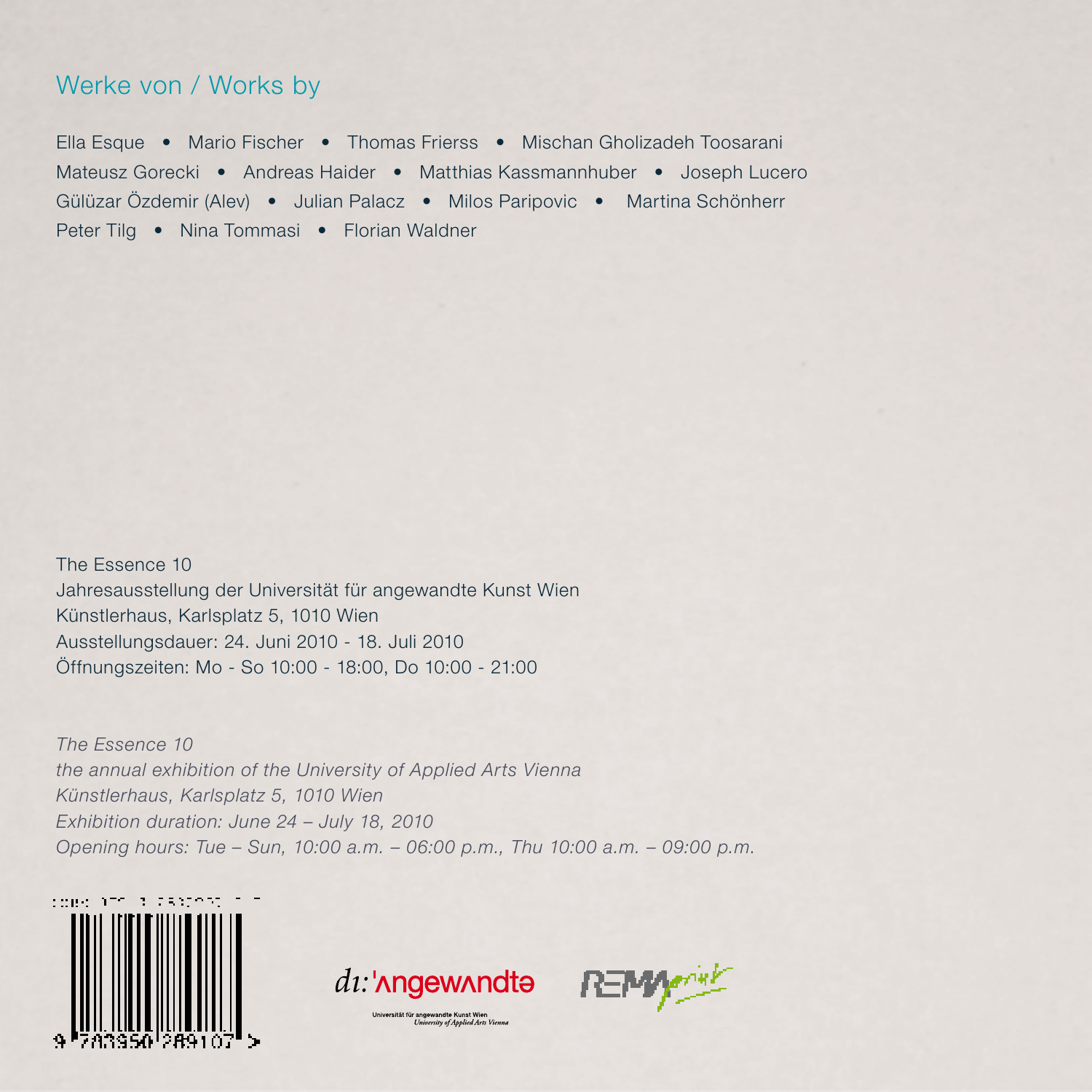## Werke von / Works by

Ella Esque • Mario Fischer • Thomas Frierss • Mischan Gholizadeh Toosarani
Mateusz Gorecki • Andreas Haider • Matthias Kassmannhuber • Joseph Lucero
Gülüzar Özdemir (Alev) • Julian Palacz • Milos Paripovic • Martina Schönherr
Peter Tilg • Nina Tommasi • Florian Waldner

The Essence 10
Jahresausstellung der Universität für angewandte Kunst Wien
Künstlerhaus, Karlsplatz 5, 1010 Wien
Ausstellungsdauer: 24. Juni 2010 - 18. Juli 2010
Öffnungszeiten: Mo - So 10:00 - 18:00, Do 10:00 - 21:00

*The Essence 10*
*the annual exhibition of the University of Applied Arts Vienna*
*Künstlerhaus, Karlsplatz 5, 1010 Wien*
*Exhibition duration: June 24 – July 18, 2010*
*Opening hours: Tue – Sun, 10:00 a.m. – 06:00 p.m., Thu 10:00 a.m. – 09:00 p.m.*

9 783950 289107

di:'angewandte
Universität für angewandte Kunst Wien
*University of Applied Arts Vienna*